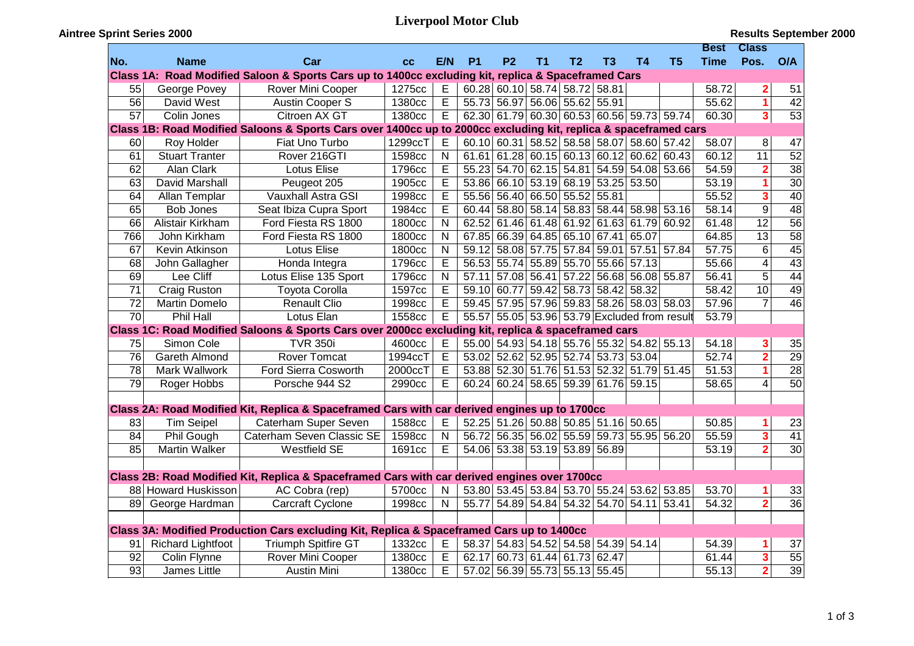# Liverpool Motor Club

**Aintree Sprint Series 2000** | **Results September 2000**

| No. | Name | Car | cc | E/N | P1 | P2 | T1 | T2 | T3 | T4 | T5 | Best Time | Class Pos. | O/A |
|---|---|---|---|---|---|---|---|---|---|---|---|---|---|---|
| **Class 1A: Road Modified Saloon & Sports Cars up to 1400cc excluding kit, replica & Spaceframed Cars** | | | | | | | | | | | | | | |
| 55 | George Povey | Rover Mini Cooper | 1275cc | E | 60.28 | 60.10 | 58.74 | 58.72 | 58.81 | | | 58.72 | 2 | 51 |
| 56 | David West | Austin Cooper S | 1380cc | E | 55.73 | 56.97 | 56.06 | 55.62 | 55.91 | | | 55.62 | 1 | 42 |
| 57 | Colin Jones | Citroen AX GT | 1380cc | E | 62.30 | 61.79 | 60.30 | 60.53 | 60.56 | 59.73 | 59.74 | 60.30 | 3 | 53 |
| **Class 1B: Road Modified Saloons & Sports Cars over 1400cc up to 2000cc excluding kit, replica & spaceframed cars** | | | | | | | | | | | | | | |
| 60 | Roy Holder | Fiat Uno Turbo | 1299ccT | E | 60.10 | 60.31 | 58.52 | 58.58 | 58.07 | 58.60 | 57.42 | 58.07 | 8 | 47 |
| 61 | Stuart Tranter | Rover 216GTI | 1598cc | N | 61.61 | 61.28 | 60.15 | 60.13 | 60.12 | 60.62 | 60.43 | 60.12 | 11 | 52 |
| 62 | Alan Clark | Lotus Elise | 1796cc | E | 55.23 | 54.70 | 62.15 | 54.81 | 54.59 | 54.08 | 53.66 | 54.59 | 2 | 38 |
| 63 | David Marshall | Peugeot 205 | 1905cc | E | 53.86 | 66.10 | 53.19 | 68.19 | 53.25 | 53.50 | | 53.19 | 1 | 30 |
| 64 | Allan Templar | Vauxhall Astra GSI | 1998cc | E | 55.56 | 56.40 | 66.50 | 55.52 | 55.81 | | | 55.52 | 3 | 40 |
| 65 | Bob Jones | Seat Ibiza Cupra Sport | 1984cc | E | 60.44 | 58.80 | 58.14 | 58.83 | 58.44 | 58.98 | 53.16 | 58.14 | 9 | 48 |
| 66 | Alistair Kirkham | Ford Fiesta RS 1800 | 1800cc | N | 62.52 | 61.46 | 61.48 | 61.92 | 61.63 | 61.79 | 60.92 | 61.48 | 12 | 56 |
| 766 | John Kirkham | Ford Fiesta RS 1800 | 1800cc | N | 67.85 | 66.39 | 64.85 | 65.10 | 67.41 | 65.07 | | 64.85 | 13 | 58 |
| 67 | Kevin Atkinson | Lotus Elise | 1800cc | N | 59.12 | 58.08 | 57.75 | 57.84 | 59.01 | 57.51 | 57.84 | 57.75 | 6 | 45 |
| 68 | John Gallagher | Honda Integra | 1796cc | E | 56.53 | 55.74 | 55.89 | 55.70 | 55.66 | 57.13 | | 55.66 | 4 | 43 |
| 69 | Lee Cliff | Lotus Elise 135 Sport | 1796cc | N | 57.11 | 57.08 | 56.41 | 57.22 | 56.68 | 56.08 | 55.87 | 56.41 | 5 | 44 |
| 71 | Craig Ruston | Toyota Corolla | 1597cc | E | 59.10 | 60.77 | 59.42 | 58.73 | 58.42 | 58.32 | | 58.42 | 10 | 49 |
| 72 | Martin Domelo | Renault Clio | 1998cc | E | 59.45 | 57.95 | 57.96 | 59.83 | 58.26 | 58.03 | 58.03 | 57.96 | 7 | 46 |
| 70 | Phil Hall | Lotus Elan | 1558cc | E | 55.57 | 55.05 | 53.96 | 53.79 | Excluded from result | | | 53.79 | | |
| **Class 1C: Road Modified Saloons & Sports Cars over 2000cc excluding kit, replica & spaceframed cars** | | | | | | | | | | | | | | |
| 75 | Simon Cole | TVR 350i | 4600cc | E | 55.00 | 54.93 | 54.18 | 55.76 | 55.32 | 54.82 | 55.13 | 54.18 | 3 | 35 |
| 76 | Gareth Almond | Rover Tomcat | 1994ccT | E | 53.02 | 52.62 | 52.95 | 52.74 | 53.73 | 53.04 | | 52.74 | 2 | 29 |
| 78 | Mark Wallwork | Ford Sierra Cosworth | 2000ccT | E | 53.88 | 52.30 | 51.76 | 51.53 | 52.32 | 51.79 | 51.45 | 51.53 | 1 | 28 |
| 79 | Roger Hobbs | Porsche 944 S2 | 2990cc | E | 60.24 | 60.24 | 58.65 | 59.39 | 61.76 | 59.15 | | 58.65 | 4 | 50 |
| **Class 2A: Road Modified Kit, Replica & Spaceframed Cars with car derived engines up to 1700cc** | | | | | | | | | | | | | | |
| 83 | Tim Seipel | Caterham Super Seven | 1588cc | E | 52.25 | 51.26 | 50.88 | 50.85 | 51.16 | 50.65 | | 50.85 | 1 | 23 |
| 84 | Phil Gough | Caterham Seven Classic SE | 1598cc | N | 56.72 | 56.35 | 56.02 | 55.59 | 59.73 | 55.95 | 56.20 | 55.59 | 3 | 41 |
| 85 | Martin Walker | Westfield SE | 1691cc | E | 54.06 | 53.38 | 53.19 | 53.89 | 56.89 | | | 53.19 | 2 | 30 |
| **Class 2B: Road Modified Kit, Replica & Spaceframed Cars with car derived engines over 1700cc** | | | | | | | | | | | | | | |
| 88 | Howard Huskisson | AC Cobra (rep) | 5700cc | N | 53.80 | 53.45 | 53.84 | 53.70 | 55.24 | 53.62 | 53.85 | 53.70 | 1 | 33 |
| 89 | George Hardman | Carcraft Cyclone | 1998cc | N | 55.77 | 54.89 | 54.84 | 54.32 | 54.70 | 54.11 | 53.41 | 54.32 | 2 | 36 |
| **Class 3A: Modified Production Cars excluding Kit, Replica & Spaceframed Cars up to 1400cc** | | | | | | | | | | | | | | |
| 91 | Richard Lightfoot | Triumph Spitfire GT | 1332cc | E | 58.37 | 54.83 | 54.52 | 54.58 | 54.39 | 54.14 | | 54.39 | 1 | 37 |
| 92 | Colin Flynne | Rover Mini Cooper | 1380cc | E | 62.17 | 60.73 | 61.44 | 61.73 | 62.47 | | | 61.44 | 3 | 55 |
| 93 | James Little | Austin Mini | 1380cc | E | 57.02 | 56.39 | 55.73 | 55.13 | 55.45 | | | 55.13 | 2 | 39 |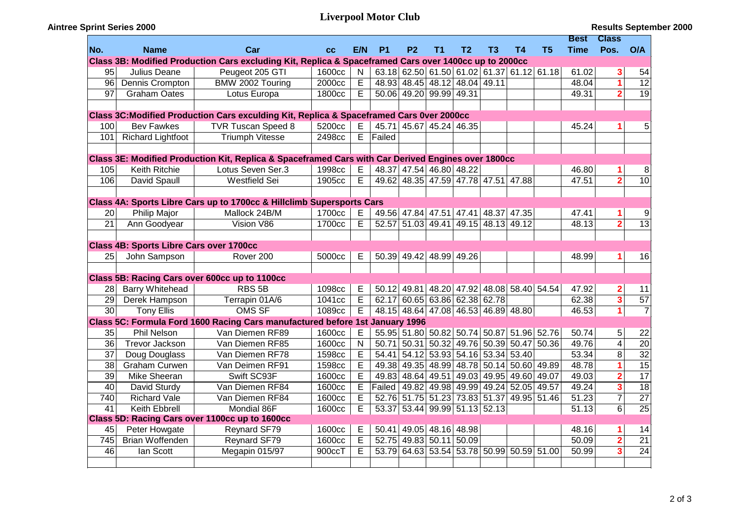# Liverpool Motor Club

**Aintree Sprint Series 2000** — **Results September 2000**

| No. | Name | Car | cc | E/N | P1 | P2 | T1 | T2 | T3 | T4 | T5 | Best Time | Class Pos. | O/A |
|---|---|---|---|---|---|---|---|---|---|---|---|---|---|---|
| **Class 3B: Modified Production Cars excluding Kit, Replica & Spaceframed Cars over 1400cc up to 2000cc** | | | | | | | | | | | | | | |
| 95 | Julius Deane | Peugeot 205 GTI | 1600cc | N | 63.18 | 62.50 | 61.50 | 61.02 | 61.37 | 61.12 | 61.18 | 61.02 | 3 | 54 |
| 96 | Dennis Crompton | BMW 2002 Touring | 2000cc | E | 48.93 | 48.45 | 48.12 | 48.04 | 49.11 | | | 48.04 | 1 | 12 |
| 97 | Graham Oates | Lotus Europa | 1800cc | E | 50.06 | 49.20 | 99.99 | 49.31 | | | | 49.31 | 2 | 19 |
| **Class 3C:Modified Production Cars exculding Kit, Replica & Spaceframed Cars 0ver 2000cc** | | | | | | | | | | | | | | |
| 100 | Bev Fawkes | TVR Tuscan Speed 8 | 5200cc | E | 45.71 | 45.67 | 45.24 | 46.35 | | | | 45.24 | 1 | 5 |
| 101 | Richard Lightfoot | Triumph Vitesse | 2498cc | E | Failed | | | | | | | | | |
| **Class 3E: Modified Production Kit, Replica & Spaceframed Cars with Car Derived Engines over 1800cc** | | | | | | | | | | | | | | |
| 105 | Keith Ritchie | Lotus Seven Ser.3 | 1998cc | E | 48.37 | 47.54 | 46.80 | 48.22 | | | | 46.80 | 1 | 8 |
| 106 | David Spaull | Westfield Sei | 1905cc | E | 49.62 | 48.35 | 47.59 | 47.78 | 47.51 | 47.88 | | 47.51 | 2 | 10 |
| **Class 4A: Sports Libre Cars up to 1700cc & Hillclimb Supersports Cars** | | | | | | | | | | | | | | |
| 20 | Philip Major | Mallock 24B/M | 1700cc | E | 49.56 | 47.84 | 47.51 | 47.41 | 48.37 | 47.35 | | 47.41 | 1 | 9 |
| 21 | Ann Goodyear | Vision V86 | 1700cc | E | 52.57 | 51.03 | 49.41 | 49.15 | 48.13 | 49.12 | | 48.13 | 2 | 13 |
| **Class 4B: Sports Libre Cars over 1700cc** | | | | | | | | | | | | | | |
| 25 | John Sampson | Rover 200 | 5000cc | E | 50.39 | 49.42 | 48.99 | 49.26 | | | | 48.99 | 1 | 16 |
| **Class 5B: Racing Cars over 600cc up to 1100cc** | | | | | | | | | | | | | | |
| 28 | Barry Whitehead | RBS 5B | 1098cc | E | 50.12 | 49.81 | 48.20 | 47.92 | 48.08 | 58.40 | 54.54 | 47.92 | 2 | 11 |
| 29 | Derek Hampson | Terrapin 01A/6 | 1041cc | E | 62.17 | 60.65 | 63.86 | 62.38 | 62.78 | | | 62.38 | 3 | 57 |
| 30 | Tony Ellis | OMS SF | 1089cc | E | 48.15 | 48.64 | 47.08 | 46.53 | 46.89 | 48.80 | | 46.53 | 1 | 7 |
| **Class 5C: Formula Ford 1600 Racing Cars manufactured before 1st January 1996** | | | | | | | | | | | | | | |
| 35 | Phil Nelson | Van Diemen RF89 | 1600cc | E | 55.95 | 51.80 | 50.82 | 50.74 | 50.87 | 51.96 | 52.76 | 50.74 | 5 | 22 |
| 36 | Trevor Jackson | Van Diemen RF85 | 1600cc | N | 50.71 | 50.31 | 50.32 | 49.76 | 50.39 | 50.47 | 50.36 | 49.76 | 4 | 20 |
| 37 | Doug Douglass | Van Diemen RF78 | 1598cc | E | 54.41 | 54.12 | 53.93 | 54.16 | 53.34 | 53.40 | | 53.34 | 8 | 32 |
| 38 | Graham Curwen | Van Deimen RF91 | 1598cc | E | 49.38 | 49.35 | 48.99 | 48.78 | 50.14 | 50.60 | 49.89 | 48.78 | 1 | 15 |
| 39 | Mike Sheeran | Swift SC93F | 1600cc | E | 49.83 | 48.64 | 49.51 | 49.03 | 49.95 | 49.60 | 49.07 | 49.03 | 2 | 17 |
| 40 | David Sturdy | Van Diemen RF84 | 1600cc | E | Failed | 49.82 | 49.98 | 49.99 | 49.24 | 52.05 | 49.57 | 49.24 | 3 | 18 |
| 740 | Richard Vale | Van Diemen RF84 | 1600cc | E | 52.76 | 51.75 | 51.23 | 73.83 | 51.37 | 49.95 | 51.46 | 51.23 | 7 | 27 |
| 41 | Keith Ebbrell | Mondial 86F | 1600cc | E | 53.37 | 53.44 | 99.99 | 51.13 | 52.13 | | | 51.13 | 6 | 25 |
| **Class 5D: Racing Cars over 1100cc up to 1600cc** | | | | | | | | | | | | | | |
| 45 | Peter Howgate | Reynard SF79 | 1600cc | E | 50.41 | 49.05 | 48.16 | 48.98 | | | | 48.16 | 1 | 14 |
| 745 | Brian Woffenden | Reynard SF79 | 1600cc | E | 52.75 | 49.83 | 50.11 | 50.09 | | | | 50.09 | 2 | 21 |
| 46 | Ian Scott | Megapin 015/97 | 900ccT | E | 53.79 | 64.63 | 53.54 | 53.78 | 50.99 | 50.59 | 51.00 | 50.99 | 3 | 24 |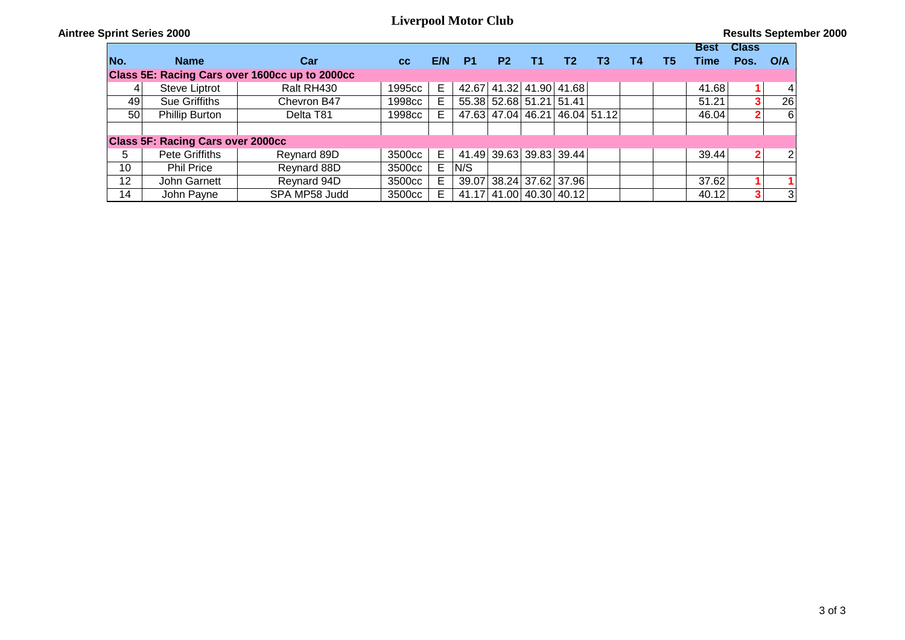# Liverpool Motor Club

**Aintree Sprint Series 2000**

**Results September 2000**

| No. | Name | Car | cc | E/N | P1 | P2 | T1 | T2 | T3 | T4 | T5 | Best Time | Class Pos. | O/A |
|---|---|---|---|---|---|---|---|---|---|---|---|---|---|---|
| **Class 5E: Racing Cars over 1600cc up to 2000cc** | | | | | | | | | | | | | | |
| 4 | Steve Liptrot | Ralt RH430 | 1995cc | E | 42.67 | 41.32 | 41.90 | 41.68 | | | | 41.68 | 1 | 4 |
| 49 | Sue Griffiths | Chevron B47 | 1998cc | E | 55.38 | 52.68 | 51.21 | 51.41 | | | | 51.21 | 3 | 26 |
| 50 | Phillip Burton | Delta T81 | 1998cc | E | 47.63 | 47.04 | 46.21 | 46.04 | 51.12 | | | 46.04 | 2 | 6 |
| | | | | | | | | | | | | | | |
| **Class 5F: Racing Cars over 2000cc** | | | | | | | | | | | | | | |
| 5 | Pete Griffiths | Reynard 89D | 3500cc | E | 41.49 | 39.63 | 39.83 | 39.44 | | | | 39.44 | 2 | 2 |
| 10 | Phil Price | Reynard 88D | 3500cc | E | N/S | | | | | | | | | |
| 12 | John Garnett | Reynard 94D | 3500cc | E | 39.07 | 38.24 | 37.62 | 37.96 | | | | 37.62 | 1 | 1 |
| 14 | John Payne | SPA MP58 Judd | 3500cc | E | 41.17 | 41.00 | 40.30 | 40.12 | | | | 40.12 | 3 | 3 |